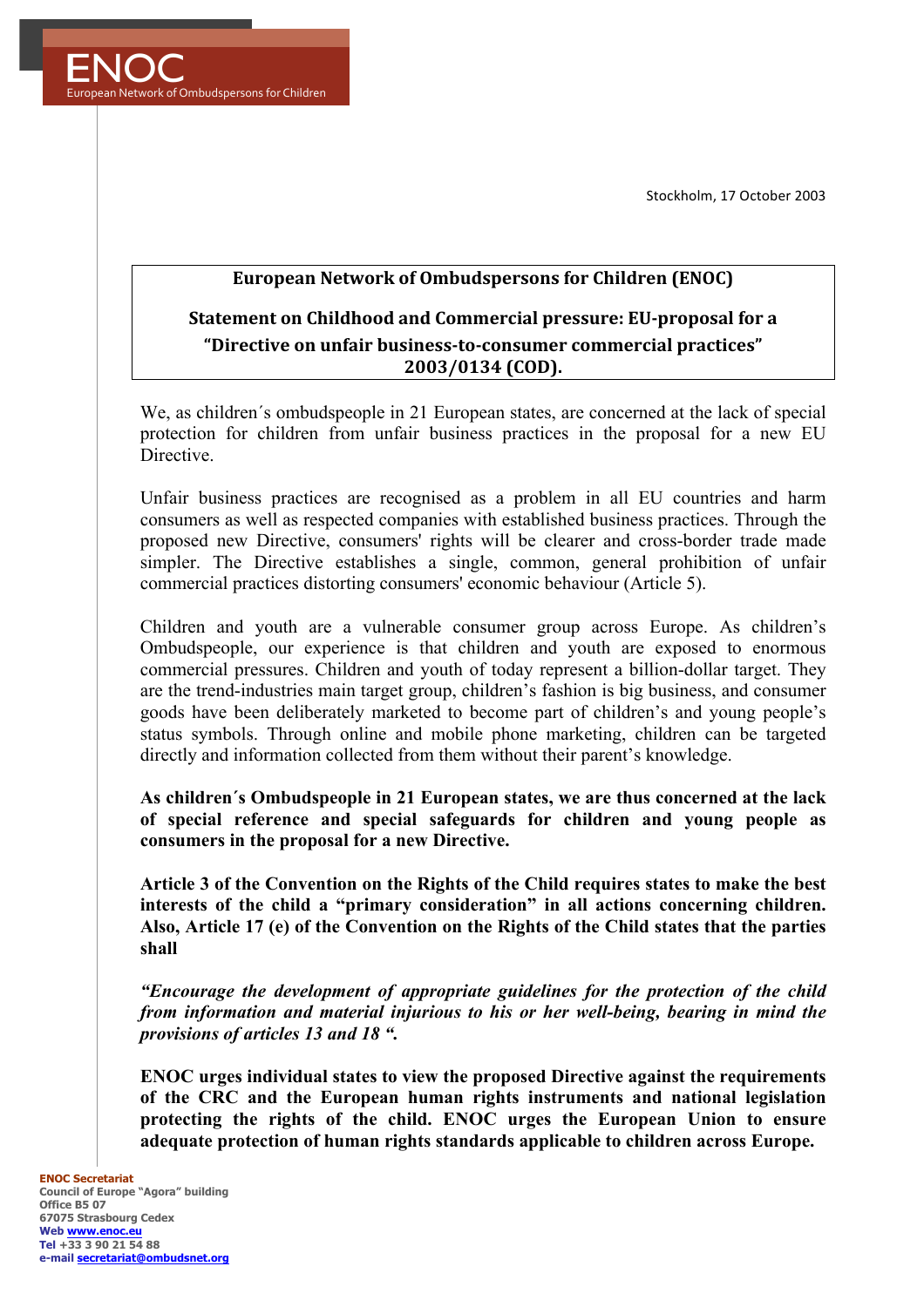ENOC
European Network of Ombudspersons for Children

Stockholm, 17 October 2003

**European Network of Ombudspersons for Children (ENOC)**

**Statement on Childhood and Commercial pressure: EU-proposal for a "Directive on unfair business-to-consumer commercial practices" 2003/0134 (COD).**

We, as children´s ombudspeople in 21 European states, are concerned at the lack of special protection for children from unfair business practices in the proposal for a new EU Directive.

Unfair business practices are recognised as a problem in all EU countries and harm consumers as well as respected companies with established business practices. Through the proposed new Directive, consumers' rights will be clearer and cross-border trade made simpler. The Directive establishes a single, common, general prohibition of unfair commercial practices distorting consumers' economic behaviour (Article 5).

Children and youth are a vulnerable consumer group across Europe. As children's Ombudspeople, our experience is that children and youth are exposed to enormous commercial pressures. Children and youth of today represent a billion-dollar target. They are the trend-industries main target group, children's fashion is big business, and consumer goods have been deliberately marketed to become part of children's and young people's status symbols. Through online and mobile phone marketing, children can be targeted directly and information collected from them without their parent's knowledge.

**As children´s Ombudspeople in 21 European states, we are thus concerned at the lack of special reference and special safeguards for children and young people as consumers in the proposal for a new Directive.**

**Article 3 of the Convention on the Rights of the Child requires states to make the best interests of the child a "primary consideration" in all actions concerning children. Also, Article 17 (e) of the Convention on the Rights of the Child states that the parties shall**

***"Encourage the development of appropriate guidelines for the protection of the child from information and material injurious to his or her well-being, bearing in mind the provisions of articles 13 and 18 ".***

**ENOC urges individual states to view the proposed Directive against the requirements of the CRC and the European human rights instruments and national legislation protecting the rights of the child. ENOC urges the European Union to ensure adequate protection of human rights standards applicable to children across Europe.**

**ENOC Secretariat**
Council of Europe "Agora" building
Office B5 07
67075 Strasbourg Cedex
Web www.enoc.eu
Tel +33 3 90 21 54 88
e-mail secretariat@ombudsnet.org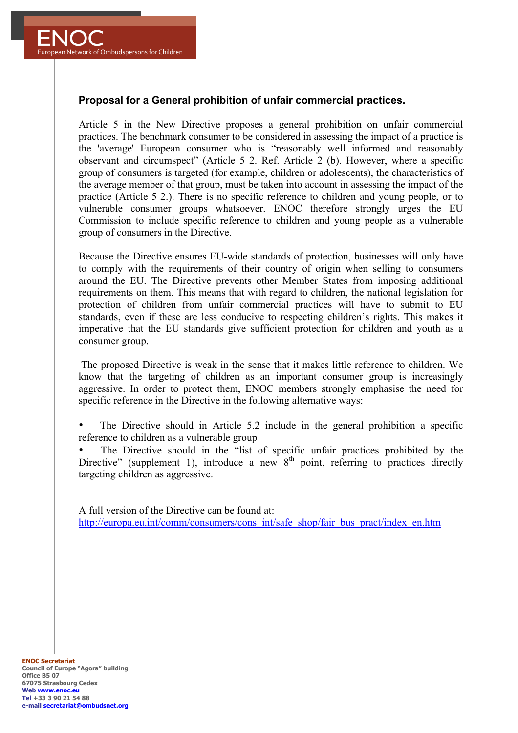### Proposal for a General prohibition of unfair commercial practices.

Article 5 in the New Directive proposes a general prohibition on unfair commercial practices. The benchmark consumer to be considered in assessing the impact of a practice is the 'average' European consumer who is "reasonably well informed and reasonably observant and circumspect" (Article 5 2. Ref. Article 2 (b). However, where a specific group of consumers is targeted (for example, children or adolescents), the characteristics of the average member of that group, must be taken into account in assessing the impact of the practice (Article 5 2.). There is no specific reference to children and young people, or to vulnerable consumer groups whatsoever. ENOC therefore strongly urges the EU Commission to include specific reference to children and young people as a vulnerable group of consumers in the Directive.

Because the Directive ensures EU-wide standards of protection, businesses will only have to comply with the requirements of their country of origin when selling to consumers around the EU. The Directive prevents other Member States from imposing additional requirements on them. This means that with regard to children, the national legislation for protection of children from unfair commercial practices will have to submit to EU standards, even if these are less conducive to respecting children's rights. This makes it imperative that the EU standards give sufficient protection for children and youth as a consumer group.

The proposed Directive is weak in the sense that it makes little reference to children. We know that the targeting of children as an important consumer group is increasingly aggressive. In order to protect them, ENOC members strongly emphasise the need for specific reference in the Directive in the following alternative ways:

- The Directive should in Article 5.2 include in the general prohibition a specific reference to children as a vulnerable group
- The Directive should in the "list of specific unfair practices prohibited by the Directive" (supplement 1), introduce a new 8th point, referring to practices directly targeting children as aggressive.

A full version of the Directive can be found at:
http://europa.eu.int/comm/consumers/cons_int/safe_shop/fair_bus_pract/index_en.htm